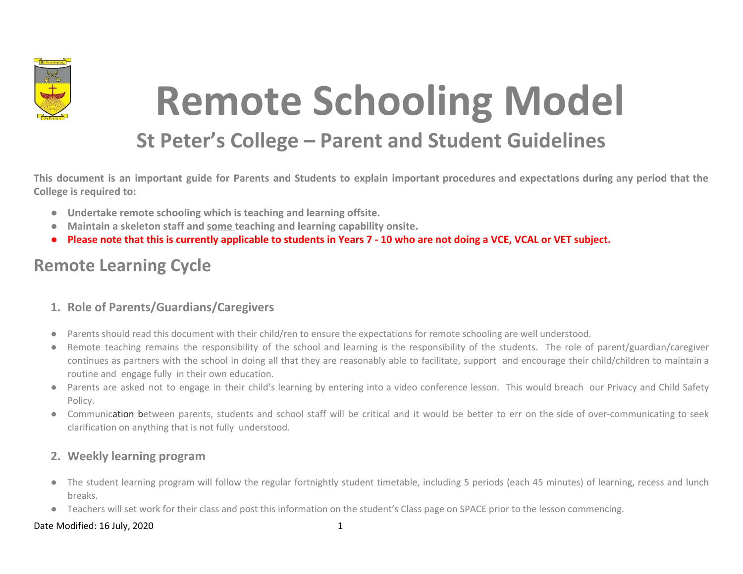# Remote Schooling Model

## St Peter's College – Parent and Student Guidelines

**This document is an important guide for Parents and Students to explain important procedures and expectations during any period that the College is required to:**

- **Undertake remote schooling which is teaching and learning offsite.**
- **Maintain a skeleton staff and <u>some</u> teaching and learning capability onsite.**
- **Please note that this is currently applicable to students in Years 7 - 10 who are not doing a VCE, VCAL or VET subject.**

## Remote Learning Cycle

### 1. Role of Parents/Guardians/Caregivers

- Parents should read this document with their child/ren to ensure the expectations for remote schooling are well understood.
- Remote teaching remains the responsibility of the school and learning is the responsibility of the students. The role of parent/guardian/caregiver continues as partners with the school in doing all that they are reasonably able to facilitate, support and encourage their child/children to maintain a routine and engage fully in their own education.
- Parents are asked not to engage in their child's learning by entering into a video conference lesson. This would breach our Privacy and Child Safety Policy.
- Communication between parents, students and school staff will be critical and it would be better to err on the side of over-communicating to seek clarification on anything that is not fully understood.

### 2. Weekly learning program

- The student learning program will follow the regular fortnightly student timetable, including 5 periods (each 45 minutes) of learning, recess and lunch breaks.
- Teachers will set work for their class and post this information on the student's Class page on SPACE prior to the lesson commencing.

Date Modified: 16 July, 2020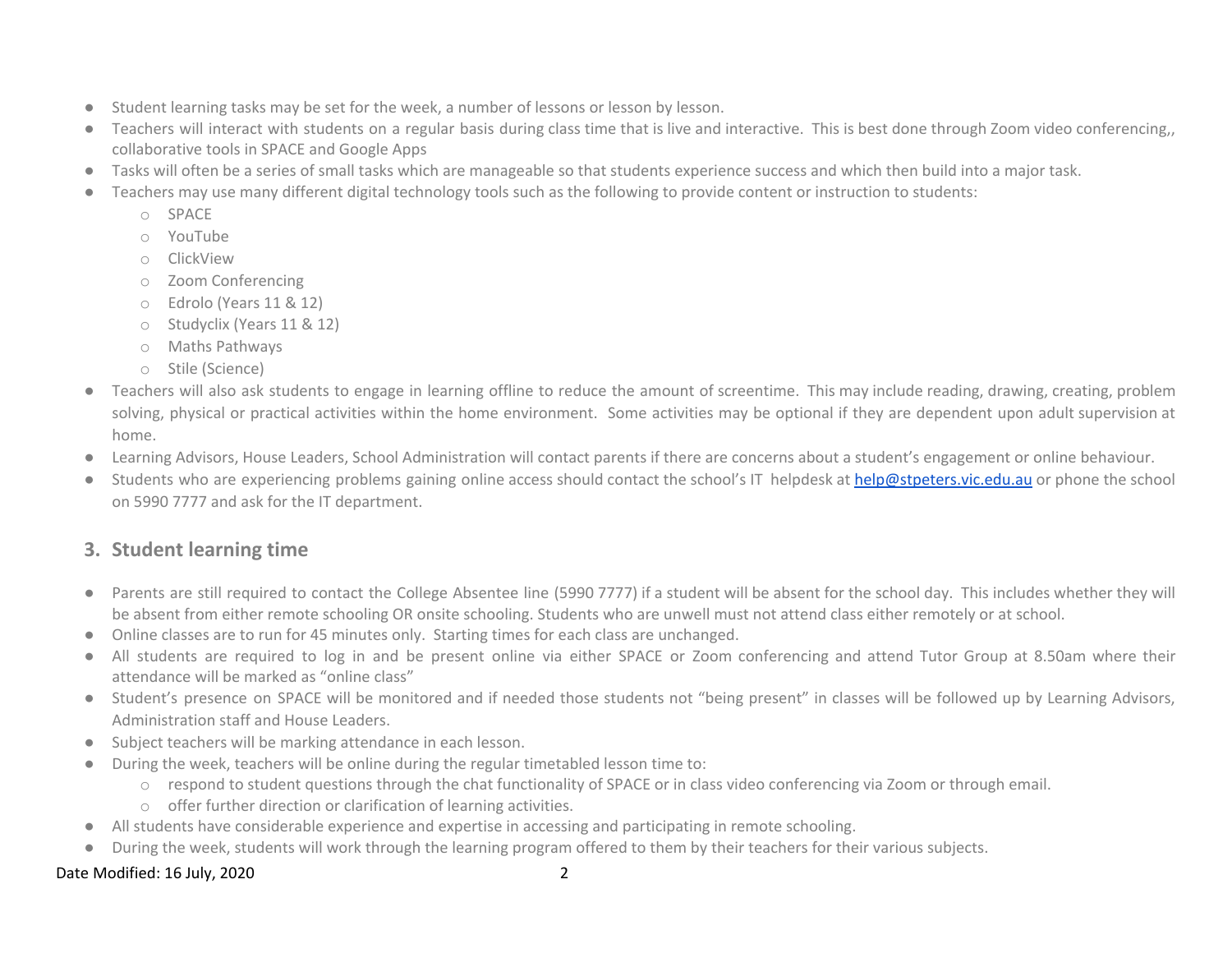- Student learning tasks may be set for the week, a number of lessons or lesson by lesson.
- Teachers will interact with students on a regular basis during class time that is live and interactive. This is best done through Zoom video conferencing,, collaborative tools in SPACE and Google Apps
- Tasks will often be a series of small tasks which are manageable so that students experience success and which then build into a major task.
- Teachers may use many different digital technology tools such as the following to provide content or instruction to students:
  - SPACE
  - YouTube
  - ClickView
  - Zoom Conferencing
  - Edrolo (Years 11 & 12)
  - Studyclix (Years 11 & 12)
  - Maths Pathways
  - Stile (Science)
- Teachers will also ask students to engage in learning offline to reduce the amount of screentime. This may include reading, drawing, creating, problem solving, physical or practical activities within the home environment. Some activities may be optional if they are dependent upon adult supervision at home.
- Learning Advisors, House Leaders, School Administration will contact parents if there are concerns about a student's engagement or online behaviour.
- Students who are experiencing problems gaining online access should contact the school's IT helpdesk at help@stpeters.vic.edu.au or phone the school on 5990 7777 and ask for the IT department.

## 3. Student learning time

- Parents are still required to contact the College Absentee line (5990 7777) if a student will be absent for the school day. This includes whether they will be absent from either remote schooling OR onsite schooling. Students who are unwell must not attend class either remotely or at school.
- Online classes are to run for 45 minutes only. Starting times for each class are unchanged.
- All students are required to log in and be present online via either SPACE or Zoom conferencing and attend Tutor Group at 8.50am where their attendance will be marked as "online class"
- Student's presence on SPACE will be monitored and if needed those students not "being present" in classes will be followed up by Learning Advisors, Administration staff and House Leaders.
- Subject teachers will be marking attendance in each lesson.
- During the week, teachers will be online during the regular timetabled lesson time to:
  - respond to student questions through the chat functionality of SPACE or in class video conferencing via Zoom or through email.
  - offer further direction or clarification of learning activities.
- All students have considerable experience and expertise in accessing and participating in remote schooling.
- During the week, students will work through the learning program offered to them by their teachers for their various subjects.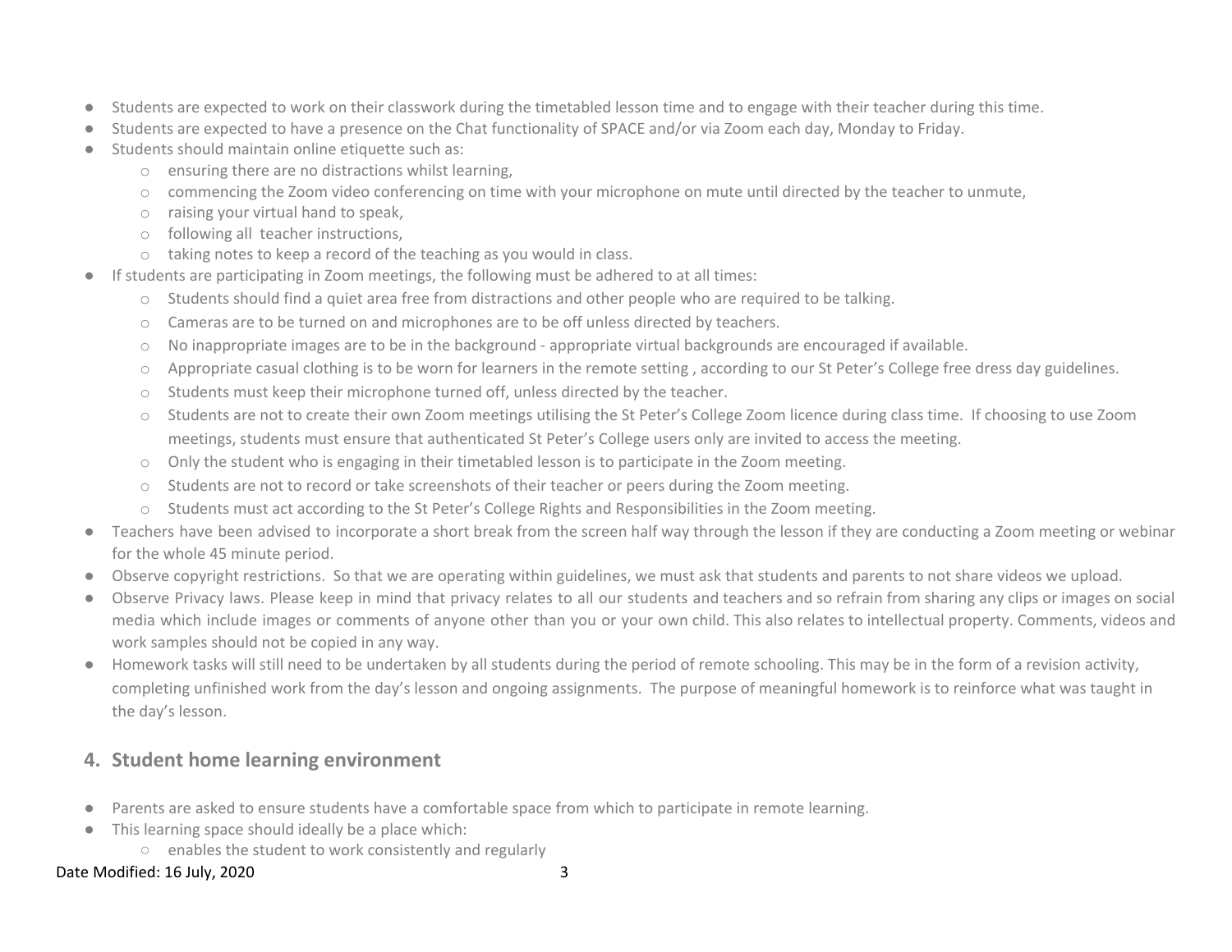- Students are expected to work on their classwork during the timetabled lesson time and to engage with their teacher during this time.
- Students are expected to have a presence on the Chat functionality of SPACE and/or via Zoom each day, Monday to Friday.
- Students should maintain online etiquette such as:
    - ensuring there are no distractions whilst learning,
    - commencing the Zoom video conferencing on time with your microphone on mute until directed by the teacher to unmute,
    - raising your virtual hand to speak,
    - following all teacher instructions,
    - taking notes to keep a record of the teaching as you would in class.
- If students are participating in Zoom meetings, the following must be adhered to at all times:
    - Students should find a quiet area free from distractions and other people who are required to be talking.
    - Cameras are to be turned on and microphones are to be off unless directed by teachers.
    - No inappropriate images are to be in the background - appropriate virtual backgrounds are encouraged if available.
    - Appropriate casual clothing is to be worn for learners in the remote setting , according to our St Peter's College free dress day guidelines.
    - Students must keep their microphone turned off, unless directed by the teacher.
    - Students are not to create their own Zoom meetings utilising the St Peter's College Zoom licence during class time. If choosing to use Zoom meetings, students must ensure that authenticated St Peter's College users only are invited to access the meeting.
    - Only the student who is engaging in their timetabled lesson is to participate in the Zoom meeting.
    - Students are not to record or take screenshots of their teacher or peers during the Zoom meeting.
    - Students must act according to the St Peter's College Rights and Responsibilities in the Zoom meeting.
- Teachers have been advised to incorporate a short break from the screen half way through the lesson if they are conducting a Zoom meeting or webinar for the whole 45 minute period.
- Observe copyright restrictions. So that we are operating within guidelines, we must ask that students and parents to not share videos we upload.
- Observe Privacy laws. Please keep in mind that privacy relates to all our students and teachers and so refrain from sharing any clips or images on social media which include images or comments of anyone other than you or your own child. This also relates to intellectual property. Comments, videos and work samples should not be copied in any way.
- Homework tasks will still need to be undertaken by all students during the period of remote schooling. This may be in the form of a revision activity, completing unfinished work from the day's lesson and ongoing assignments. The purpose of meaningful homework is to reinforce what was taught in the day's lesson.

## 4. Student home learning environment

- Parents are asked to ensure students have a comfortable space from which to participate in remote learning.
- This learning space should ideally be a place which:
    - enables the student to work consistently and regularly

Date Modified: 16 July, 2020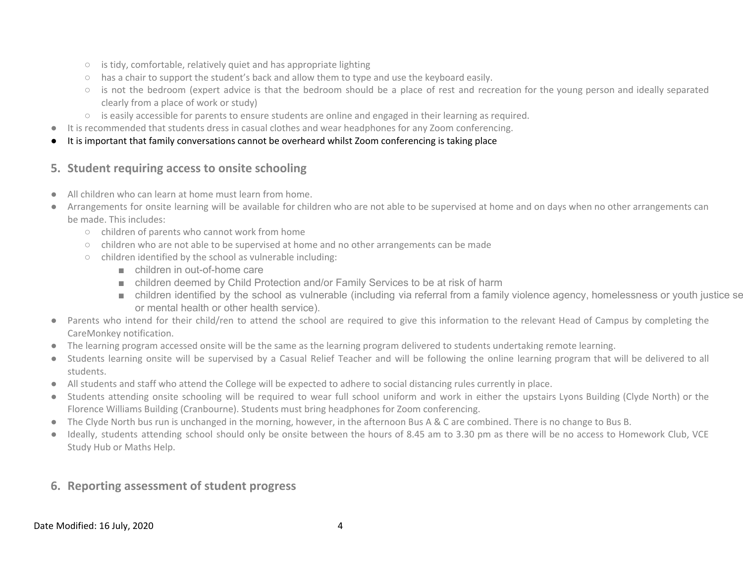- is tidy, comfortable, relatively quiet and has appropriate lighting
  - has a chair to support the student's back and allow them to type and use the keyboard easily.
  - is not the bedroom (expert advice is that the bedroom should be a place of rest and recreation for the young person and ideally separated clearly from a place of work or study)
  - is easily accessible for parents to ensure students are online and engaged in their learning as required.
- It is recommended that students dress in casual clothes and wear headphones for any Zoom conferencing.
- It is important that family conversations cannot be overheard whilst Zoom conferencing is taking place

## 5. Student requiring access to onsite schooling

- All children who can learn at home must learn from home.
- Arrangements for onsite learning will be available for children who are not able to be supervised at home and on days when no other arrangements can be made. This includes:
  - children of parents who cannot work from home
  - children who are not able to be supervised at home and no other arrangements can be made
  - children identified by the school as vulnerable including:
    - children in out-of-home care
    - children deemed by Child Protection and/or Family Services to be at risk of harm
    - children identified by the school as vulnerable (including via referral from a family violence agency, homelessness or youth justice se or mental health or other health service).
- Parents who intend for their child/ren to attend the school are required to give this information to the relevant Head of Campus by completing the CareMonkey notification.
- The learning program accessed onsite will be the same as the learning program delivered to students undertaking remote learning.
- Students learning onsite will be supervised by a Casual Relief Teacher and will be following the online learning program that will be delivered to all students.
- All students and staff who attend the College will be expected to adhere to social distancing rules currently in place.
- Students attending onsite schooling will be required to wear full school uniform and work in either the upstairs Lyons Building (Clyde North) or the Florence Williams Building (Cranbourne). Students must bring headphones for Zoom conferencing.
- The Clyde North bus run is unchanged in the morning, however, in the afternoon Bus A & C are combined. There is no change to Bus B.
- Ideally, students attending school should only be onsite between the hours of 8.45 am to 3.30 pm as there will be no access to Homework Club, VCE Study Hub or Maths Help.

## 6. Reporting assessment of student progress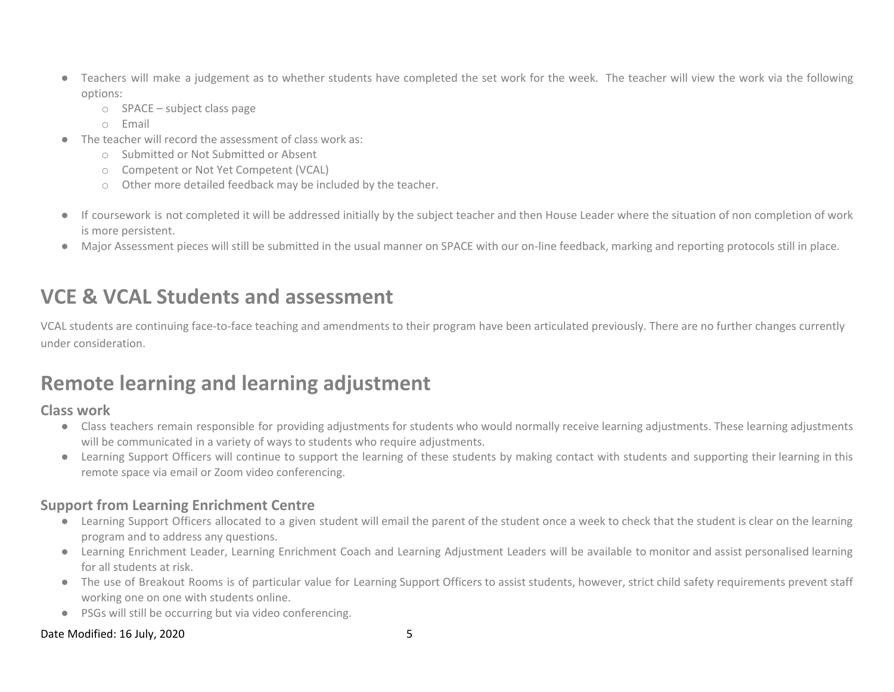- Teachers will make a judgement as to whether students have completed the set work for the week. The teacher will view the work via the following options:
    - SPACE – subject class page
    - Email
- The teacher will record the assessment of class work as:
    - Submitted or Not Submitted or Absent
    - Competent or Not Yet Competent (VCAL)
    - Other more detailed feedback may be included by the teacher.

- If coursework is not completed it will be addressed initially by the subject teacher and then House Leader where the situation of non completion of work is more persistent.
- Major Assessment pieces will still be submitted in the usual manner on SPACE with our on-line feedback, marking and reporting protocols still in place.

# VCE & VCAL Students and assessment

VCAL students are continuing face-to-face teaching and amendments to their program have been articulated previously. There are no further changes currently under consideration.

# Remote learning and learning adjustment

## Class work

- Class teachers remain responsible for providing adjustments for students who would normally receive learning adjustments. These learning adjustments will be communicated in a variety of ways to students who require adjustments.
- Learning Support Officers will continue to support the learning of these students by making contact with students and supporting their learning in this remote space via email or Zoom video conferencing.

## Support from Learning Enrichment Centre

- Learning Support Officers allocated to a given student will email the parent of the student once a week to check that the student is clear on the learning program and to address any questions.
- Learning Enrichment Leader, Learning Enrichment Coach and Learning Adjustment Leaders will be available to monitor and assist personalised learning for all students at risk.
- The use of Breakout Rooms is of particular value for Learning Support Officers to assist students, however, strict child safety requirements prevent staff working one on one with students online.
- PSGs will still be occurring but via video conferencing.

Date Modified: 16 July, 2020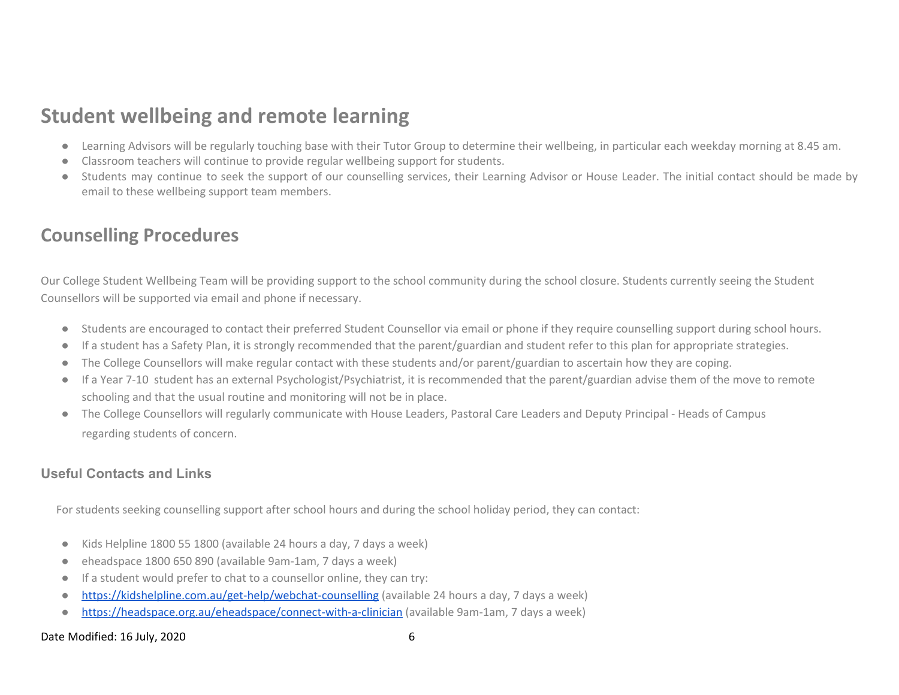## Student wellbeing and remote learning

- Learning Advisors will be regularly touching base with their Tutor Group to determine their wellbeing, in particular each weekday morning at 8.45 am.
- Classroom teachers will continue to provide regular wellbeing support for students.
- Students may continue to seek the support of our counselling services, their Learning Advisor or House Leader. The initial contact should be made by email to these wellbeing support team members.

## Counselling Procedures

Our College Student Wellbeing Team will be providing support to the school community during the school closure. Students currently seeing the Student Counsellors will be supported via email and phone if necessary.

- Students are encouraged to contact their preferred Student Counsellor via email or phone if they require counselling support during school hours.
- If a student has a Safety Plan, it is strongly recommended that the parent/guardian and student refer to this plan for appropriate strategies.
- The College Counsellors will make regular contact with these students and/or parent/guardian to ascertain how they are coping.
- If a Year 7-10 student has an external Psychologist/Psychiatrist, it is recommended that the parent/guardian advise them of the move to remote schooling and that the usual routine and monitoring will not be in place.
- The College Counsellors will regularly communicate with House Leaders, Pastoral Care Leaders and Deputy Principal - Heads of Campus regarding students of concern.

### Useful Contacts and Links

For students seeking counselling support after school hours and during the school holiday period, they can contact:

- Kids Helpline 1800 55 1800 (available 24 hours a day, 7 days a week)
- eheadspace 1800 650 890 (available 9am-1am, 7 days a week)
- If a student would prefer to chat to a counsellor online, they can try:
- https://kidshelpline.com.au/get-help/webchat-counselling (available 24 hours a day, 7 days a week)
- https://headspace.org.au/eheadspace/connect-with-a-clinician (available 9am-1am, 7 days a week)

Date Modified: 16 July, 2020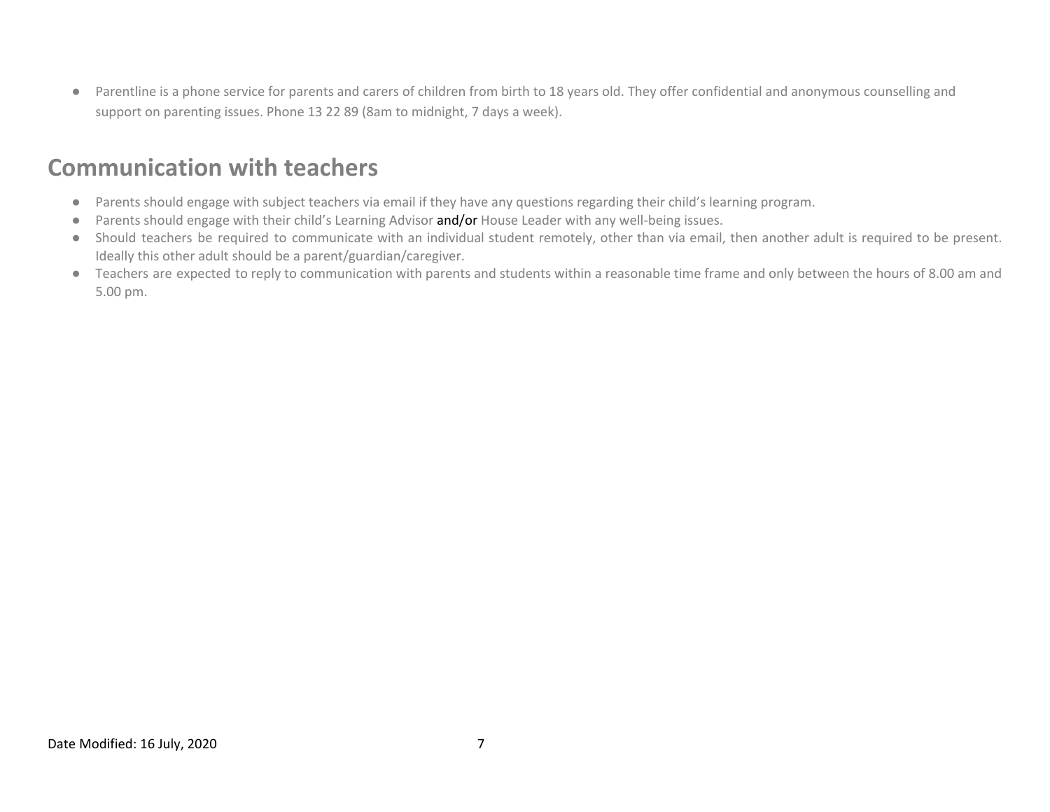- Parentline is a phone service for parents and carers of children from birth to 18 years old. They offer confidential and anonymous counselling and support on parenting issues. Phone 13 22 89 (8am to midnight, 7 days a week).

## Communication with teachers

- Parents should engage with subject teachers via email if they have any questions regarding their child's learning program.
- Parents should engage with their child's Learning Advisor and/or House Leader with any well-being issues.
- Should teachers be required to communicate with an individual student remotely, other than via email, then another adult is required to be present. Ideally this other adult should be a parent/guardian/caregiver.
- Teachers are expected to reply to communication with parents and students within a reasonable time frame and only between the hours of 8.00 am and 5.00 pm.